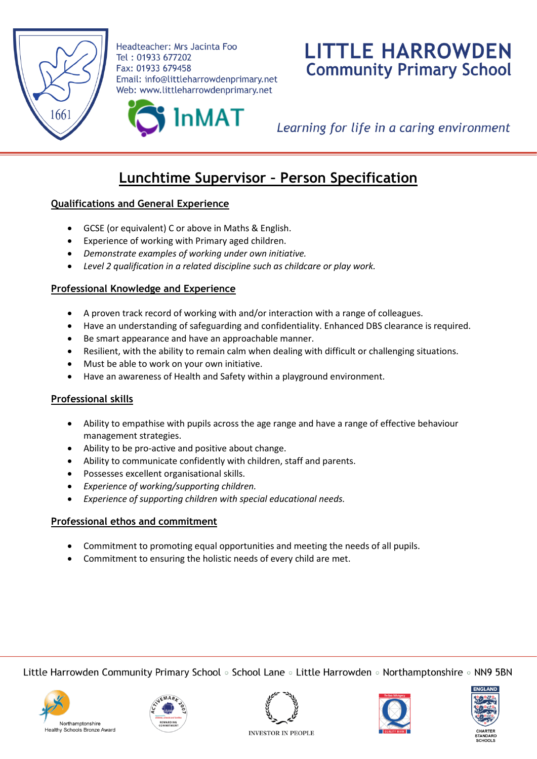Headteacher: Mrs Jacinta Foo
Tel : 01933 677202
Fax: 01933 679458
Email: info@littleharrowdenprimary.net
Web: www.littleharrowdenprimary.net

# LITTLE HARROWDEN Community Primary School

*Learning for life in a caring environment*

## Lunchtime Supervisor – Person Specification

### Qualifications and General Experience

- GCSE (or equivalent) C or above in Maths & English.
- Experience of working with Primary aged children.
- *Demonstrate examples of working under own initiative.*
- *Level 2 qualification in a related discipline such as childcare or play work.*

### Professional Knowledge and Experience

- A proven track record of working with and/or interaction with a range of colleagues.
- Have an understanding of safeguarding and confidentiality. Enhanced DBS clearance is required.
- Be smart appearance and have an approachable manner.
- Resilient, with the ability to remain calm when dealing with difficult or challenging situations.
- Must be able to work on your own initiative.
- Have an awareness of Health and Safety within a playground environment.

### Professional skills

- Ability to empathise with pupils across the age range and have a range of effective behaviour management strategies.
- Ability to be pro-active and positive about change.
- Ability to communicate confidently with children, staff and parents.
- Possesses excellent organisational skills.
- *Experience of working/supporting children.*
- *Experience of supporting children with special educational needs.*

### Professional ethos and commitment

- Commitment to promoting equal opportunities and meeting the needs of all pupils.
- Commitment to ensuring the holistic needs of every child are met.

Little Harrowden Community Primary School ◦ School Lane ◦ Little Harrowden ◦ Northamptonshire ◦ NN9 5BN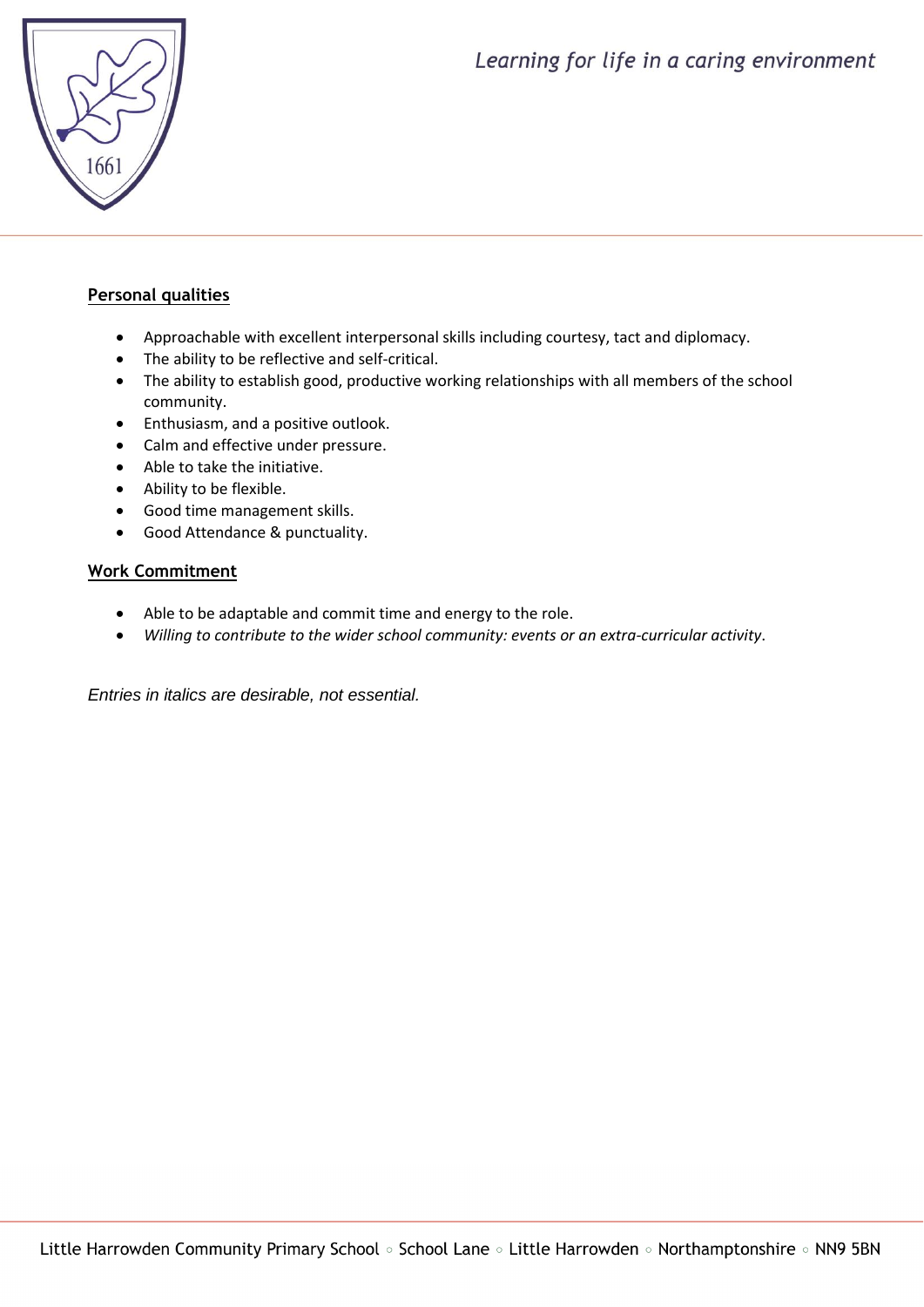## Personal qualities

- Approachable with excellent interpersonal skills including courtesy, tact and diplomacy.
- The ability to be reflective and self-critical.
- The ability to establish good, productive working relationships with all members of the school community.
- Enthusiasm, and a positive outlook.
- Calm and effective under pressure.
- Able to take the initiative.
- Ability to be flexible.
- Good time management skills.
- Good Attendance & punctuality.

## Work Commitment

- Able to be adaptable and commit time and energy to the role.
- *Willing to contribute to the wider school community: events or an extra-curricular activity.*

*Entries in italics are desirable, not essential.*